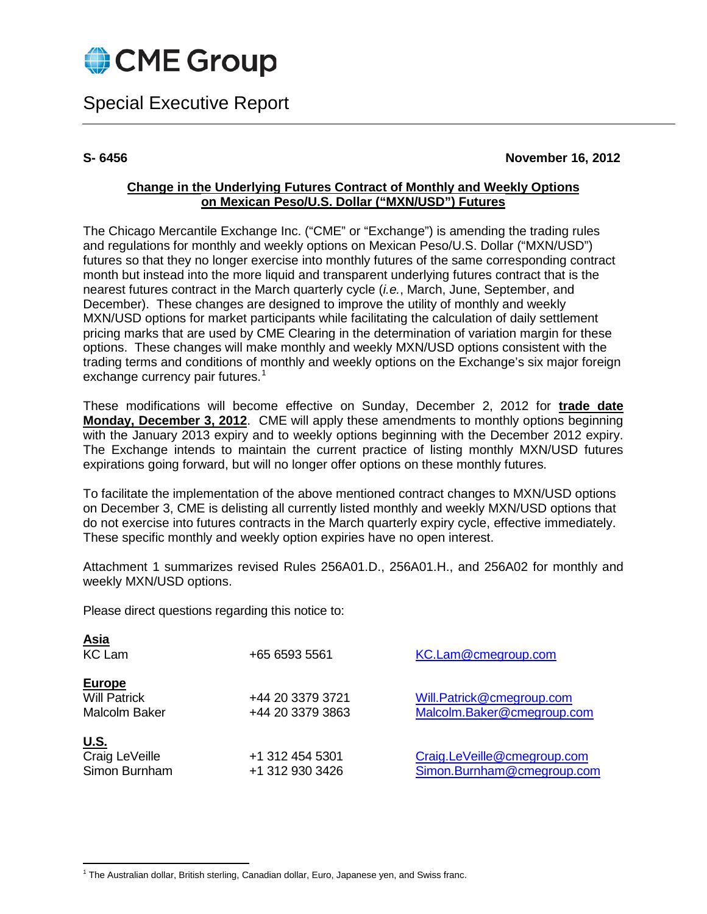CME Group

# Special Executive Report

**S- 6456** **November 16, 2012**

## Change in the Underlying Futures Contract of Monthly and Weekly Options on Mexican Peso/U.S. Dollar ("MXN/USD") Futures

The Chicago Mercantile Exchange Inc. ("CME" or "Exchange") is amending the trading rules and regulations for monthly and weekly options on Mexican Peso/U.S. Dollar ("MXN/USD") futures so that they no longer exercise into monthly futures of the same corresponding contract month but instead into the more liquid and transparent underlying futures contract that is the nearest futures contract in the March quarterly cycle (*i.e.*, March, June, September, and December). These changes are designed to improve the utility of monthly and weekly MXN/USD options for market participants while facilitating the calculation of daily settlement pricing marks that are used by CME Clearing in the determination of variation margin for these options. These changes will make monthly and weekly MXN/USD options consistent with the trading terms and conditions of monthly and weekly options on the Exchange's six major foreign exchange currency pair futures.[1]

These modifications will become effective on Sunday, December 2, 2012 for **trade date Monday, December 3, 2012**. CME will apply these amendments to monthly options beginning with the January 2013 expiry and to weekly options beginning with the December 2012 expiry. The Exchange intends to maintain the current practice of listing monthly MXN/USD futures expirations going forward, but will no longer offer options on these monthly futures.

To facilitate the implementation of the above mentioned contract changes to MXN/USD options on December 3, CME is delisting all currently listed monthly and weekly MXN/USD options that do not exercise into futures contracts in the March quarterly expiry cycle, effective immediately. These specific monthly and weekly option expiries have no open interest.

Attachment 1 summarizes revised Rules 256A01.D., 256A01.H., and 256A02 for monthly and weekly MXN/USD options.

Please direct questions regarding this notice to:

**Asia**

| | | |
|---|---|---|
| KC Lam | +65 6593 5561 | KC.Lam@cmegroup.com |

**Europe**

| | | |
|---|---|---|
| Will Patrick | +44 20 3379 3721 | Will.Patrick@cmegroup.com |
| Malcolm Baker | +44 20 3379 3863 | Malcolm.Baker@cmegroup.com |

**U.S.**

| | | |
|---|---|---|
| Craig LeVeille | +1 312 454 5301 | Craig.LeVeille@cmegroup.com |
| Simon Burnham | +1 312 930 3426 | Simon.Burnham@cmegroup.com |

[1] The Australian dollar, British sterling, Canadian dollar, Euro, Japanese yen, and Swiss franc.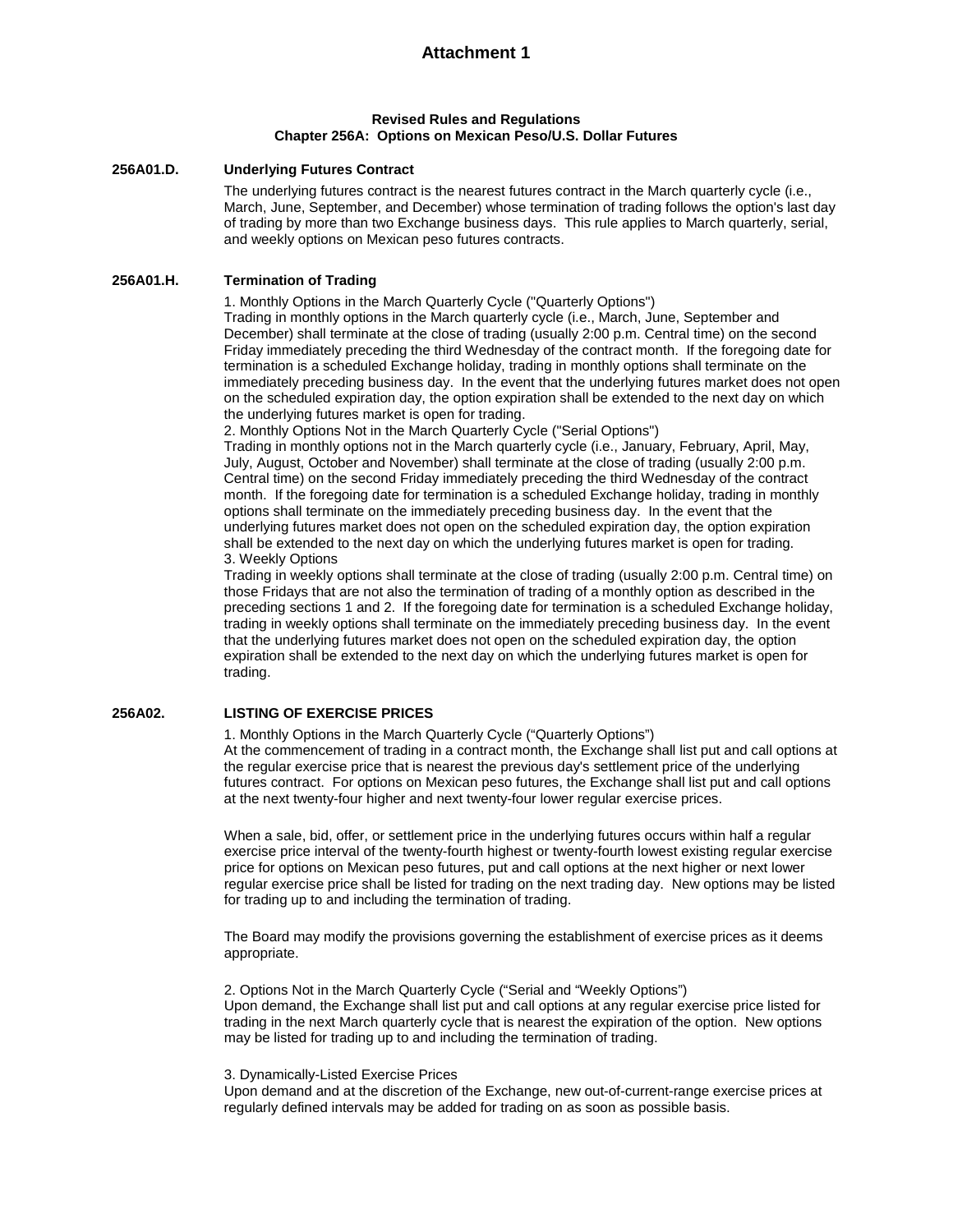# Attachment 1

**Revised Rules and Regulations**
**Chapter 256A: Options on Mexican Peso/U.S. Dollar Futures**

**256A01.D. Underlying Futures Contract**

The underlying futures contract is the nearest futures contract in the March quarterly cycle (i.e., March, June, September, and December) whose termination of trading follows the option's last day of trading by more than two Exchange business days. This rule applies to March quarterly, serial, and weekly options on Mexican peso futures contracts.

**256A01.H. Termination of Trading**

1. Monthly Options in the March Quarterly Cycle ("Quarterly Options")
Trading in monthly options in the March quarterly cycle (i.e., March, June, September and December) shall terminate at the close of trading (usually 2:00 p.m. Central time) on the second Friday immediately preceding the third Wednesday of the contract month. If the foregoing date for termination is a scheduled Exchange holiday, trading in monthly options shall terminate on the immediately preceding business day. In the event that the underlying futures market does not open on the scheduled expiration day, the option expiration shall be extended to the next day on which the underlying futures market is open for trading.

2. Monthly Options Not in the March Quarterly Cycle ("Serial Options")
Trading in monthly options not in the March quarterly cycle (i.e., January, February, April, May, July, August, October and November) shall terminate at the close of trading (usually 2:00 p.m. Central time) on the second Friday immediately preceding the third Wednesday of the contract month. If the foregoing date for termination is a scheduled Exchange holiday, trading in monthly options shall terminate on the immediately preceding business day. In the event that the underlying futures market does not open on the scheduled expiration day, the option expiration shall be extended to the next day on which the underlying futures market is open for trading.

3. Weekly Options
Trading in weekly options shall terminate at the close of trading (usually 2:00 p.m. Central time) on those Fridays that are not also the termination of trading of a monthly option as described in the preceding sections 1 and 2. If the foregoing date for termination is a scheduled Exchange holiday, trading in weekly options shall terminate on the immediately preceding business day. In the event that the underlying futures market does not open on the scheduled expiration day, the option expiration shall be extended to the next day on which the underlying futures market is open for trading.

**256A02. LISTING OF EXERCISE PRICES**

1. Monthly Options in the March Quarterly Cycle ("Quarterly Options")
At the commencement of trading in a contract month, the Exchange shall list put and call options at the regular exercise price that is nearest the previous day's settlement price of the underlying futures contract. For options on Mexican peso futures, the Exchange shall list put and call options at the next twenty-four higher and next twenty-four lower regular exercise prices.

When a sale, bid, offer, or settlement price in the underlying futures occurs within half a regular exercise price interval of the twenty-fourth highest or twenty-fourth lowest existing regular exercise price for options on Mexican peso futures, put and call options at the next higher or next lower regular exercise price shall be listed for trading on the next trading day. New options may be listed for trading up to and including the termination of trading.

The Board may modify the provisions governing the establishment of exercise prices as it deems appropriate.

2. Options Not in the March Quarterly Cycle ("Serial and "Weekly Options")
Upon demand, the Exchange shall list put and call options at any regular exercise price listed for trading in the next March quarterly cycle that is nearest the expiration of the option. New options may be listed for trading up to and including the termination of trading.

3. Dynamically-Listed Exercise Prices
Upon demand and at the discretion of the Exchange, new out-of-current-range exercise prices at regularly defined intervals may be added for trading on as soon as possible basis.